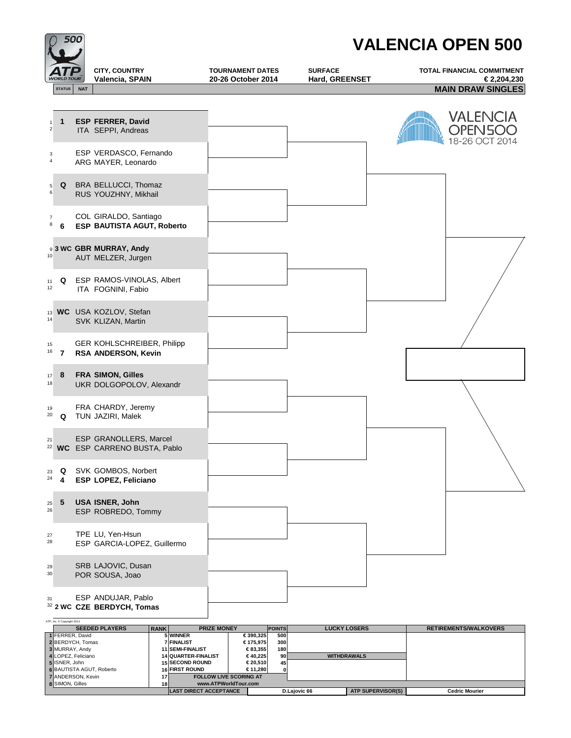# VALENCIA OPEN 500

| CITY, COUNTRY | TOURNAMENT DATES | SURFACE | TOTAL FINANCIAL COMMITMENT |
|---|---|---|---|
| Valencia, SPAIN | 20-26 October 2014 | Hard, GREENSET | € 2,204,230 |

VALENCIA OPEN500 18-26 OCT 2014

## MAIN DRAW SINGLES

| # | STATUS | NAT | PLAYER |
|---|---|---|---|
| 1 | 1 | ESP | **FERRER, David** |
| 2 | | ITA | SEPPI, Andreas |
| 3 | | ESP | VERDASCO, Fernando |
| 4 | | ARG | MAYER, Leonardo |
| 5 | Q | BRA | BELLUCCI, Thomaz |
| 6 | | RUS | YOUZHNY, Mikhail |
| 7 | | COL | GIRALDO, Santiago |
| 8 | 6 | ESP | **BAUTISTA AGUT, Roberto** |
| 9 | 3 WC | GBR | **MURRAY, Andy** |
| 10 | | AUT | MELZER, Jurgen |
| 11 | Q | ESP | RAMOS-VINOLAS, Albert |
| 12 | | ITA | FOGNINI, Fabio |
| 13 | WC | USA | KOZLOV, Stefan |
| 14 | | SVK | KLIZAN, Martin |
| 15 | | GER | KOHLSCHREIBER, Philipp |
| 16 | 7 | RSA | **ANDERSON, Kevin** |
| 17 | 8 | FRA | **SIMON, Gilles** |
| 18 | | UKR | DOLGOPOLOV, Alexandr |
| 19 | | FRA | CHARDY, Jeremy |
| 20 | Q | TUN | JAZIRI, Malek |
| 21 | | ESP | GRANOLLERS, Marcel |
| 22 | WC | ESP | CARRENO BUSTA, Pablo |
| 23 | Q | SVK | GOMBOS, Norbert |
| 24 | 4 | ESP | **LOPEZ, Feliciano** |
| 25 | 5 | USA | **ISNER, John** |
| 26 | | ESP | ROBREDO, Tommy |
| 27 | | TPE | LU, Yen-Hsun |
| 28 | | ESP | GARCIA-LOPEZ, Guillermo |
| 29 | | SRB | LAJOVIC, Dusan |
| 30 | | POR | SOUSA, Joao |
| 31 | | ESP | ANDUJAR, Pablo |
| 32 | 2 WC | CZE | **BERDYCH, Tomas** |

ATP, Inc. © Copyright 2014

| | SEEDED PLAYERS | RANK | PRIZE MONEY | | POINTS |
|---|---|---|---|---|---|
| 1 | FERRER, David | 5 | WINNER | € 390,325 | 500 |
| 2 | BERDYCH, Tomas | 7 | FINALIST | € 175,975 | 300 |
| 3 | MURRAY, Andy | 11 | SEMI-FINALIST | € 83,355 | 180 |
| 4 | LOPEZ, Feliciano | 14 | QUARTER-FINALIST | € 40,225 | 90 |
| 5 | ISNER, John | 15 | SECOND ROUND | € 20,510 | 45 |
| 6 | BAUTISTA AGUT, Roberto | 16 | FIRST ROUND | € 11,280 | 0 |
| 7 | ANDERSON, Kevin | 17 | FOLLOW LIVE SCORING AT | | |
| 8 | SIMON, Gilles | 18 | www.ATPWorldTour.com | | |

**LUCKY LOSERS**

**WITHDRAWALS**

**RETIREMENTS/WALKOVERS**

| LAST DIRECT ACCEPTANCE | D.Lajovic 66 | ATP SUPERVISOR(S) | Cedric Mourier |
|---|---|---|---|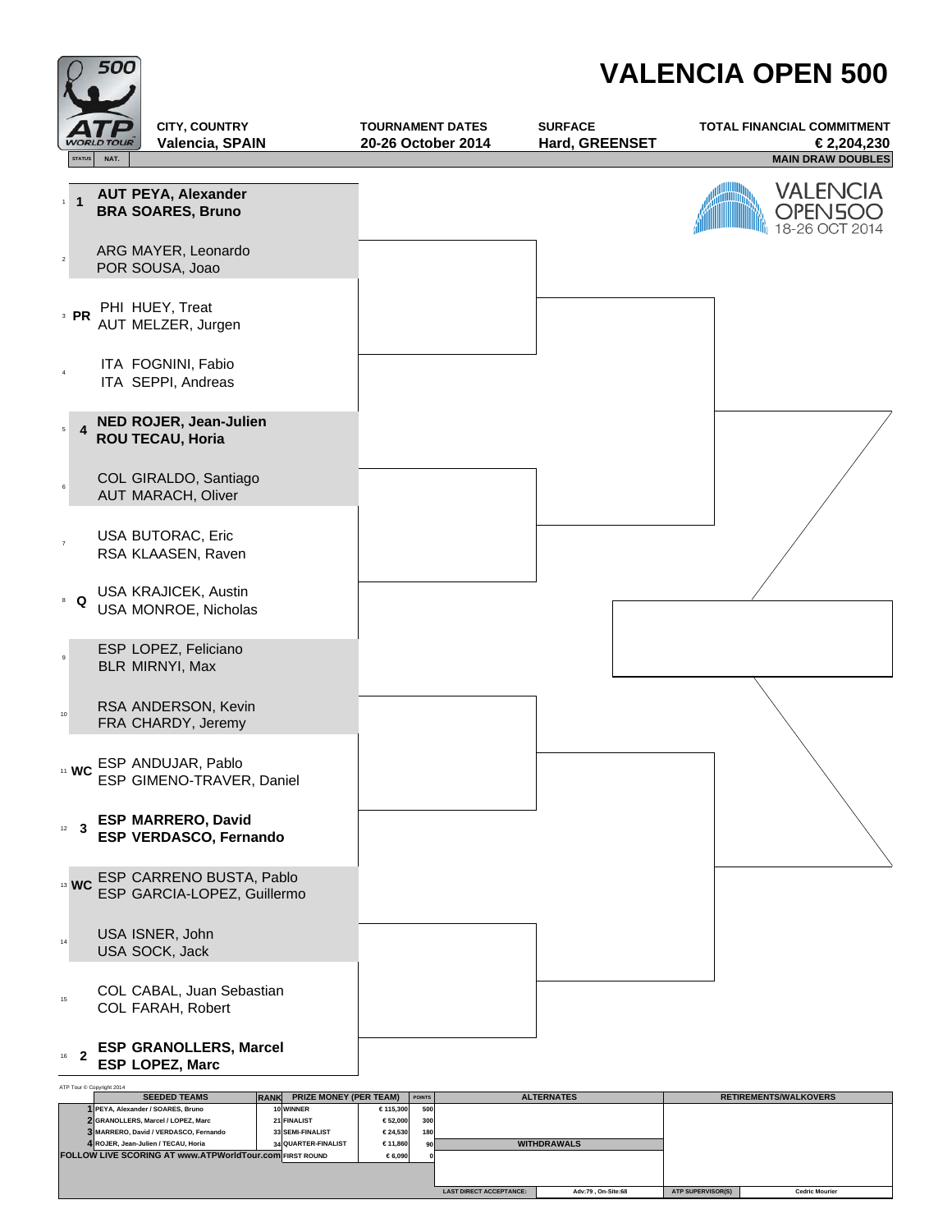# VALENCIA OPEN 500

| CITY, COUNTRY | TOURNAMENT DATES | SURFACE | TOTAL FINANCIAL COMMITMENT |
|---|---|---|---|
| Valencia, SPAIN | 20-26 October 2014 | Hard, GREENSET | € 2,204,230 |

**MAIN DRAW DOUBLES**

VALENCIA OPEN 500
18-26 OCT 2014

| | STATUS | NAT. | |
|---|---|---|---|
| 1 | 1 | AUT / BRA | **PEYA, Alexander / SOARES, Bruno** |
| 2 | | ARG / POR | MAYER, Leonardo / SOUSA, Joao |
| 3 | PR | PHI / AUT | HUEY, Treat / MELZER, Jurgen |
| 4 | | ITA / ITA | FOGNINI, Fabio / SEPPI, Andreas |
| 5 | 4 | NED / ROU | **ROJER, Jean-Julien / TECAU, Horia** |
| 6 | | COL / AUT | GIRALDO, Santiago / MARACH, Oliver |
| 7 | | USA / RSA | BUTORAC, Eric / KLAASEN, Raven |
| 8 | Q | USA / USA | KRAJICEK, Austin / MONROE, Nicholas |
| 9 | | ESP / BLR | LOPEZ, Feliciano / MIRNYI, Max |
| 10 | | RSA / FRA | ANDERSON, Kevin / CHARDY, Jeremy |
| 11 | WC | ESP / ESP | ANDUJAR, Pablo / GIMENO-TRAVER, Daniel |
| 12 | 3 | ESP / ESP | **MARRERO, David / VERDASCO, Fernando** |
| 13 | WC | ESP / ESP | CARRENO BUSTA, Pablo / GARCIA-LOPEZ, Guillermo |
| 14 | | USA / USA | ISNER, John / SOCK, Jack |
| 15 | | COL / COL | CABAL, Juan Sebastian / FARAH, Robert |
| 16 | 2 | ESP / ESP | **GRANOLLERS, Marcel / LOPEZ, Marc** |

ATP Tour © Copyright 2014

| | SEEDED TEAMS | RANK | PRIZE MONEY (PER TEAM) | | POINTS |
|---|---|---|---|---|---|
| 1 | PEYA, Alexander / SOARES, Bruno | 10 | WINNER | € 115,300 | 500 |
| 2 | GRANOLLERS, Marcel / LOPEZ, Marc | 21 | FINALIST | € 52,000 | 300 |
| 3 | MARRERO, David / VERDASCO, Fernando | 33 | SEMI-FINALIST | € 24,530 | 180 |
| 4 | ROJER, Jean-Julien / TECAU, Horia | 34 | QUARTER-FINALIST | € 11,860 | 90 |
| | FOLLOW LIVE SCORING AT www.ATPWorldTour.com | | FIRST ROUND | € 6,090 | 0 |

| ALTERNATES | RETIREMENTS/WALKOVERS |
|---|---|
| | |

| WITHDRAWALS |
|---|
| |

| LAST DIRECT ACCEPTANCE: | Adv:79 , On-Site:68 | ATP SUPERVISOR(S) | Cedric Mourier |
|---|---|---|---|